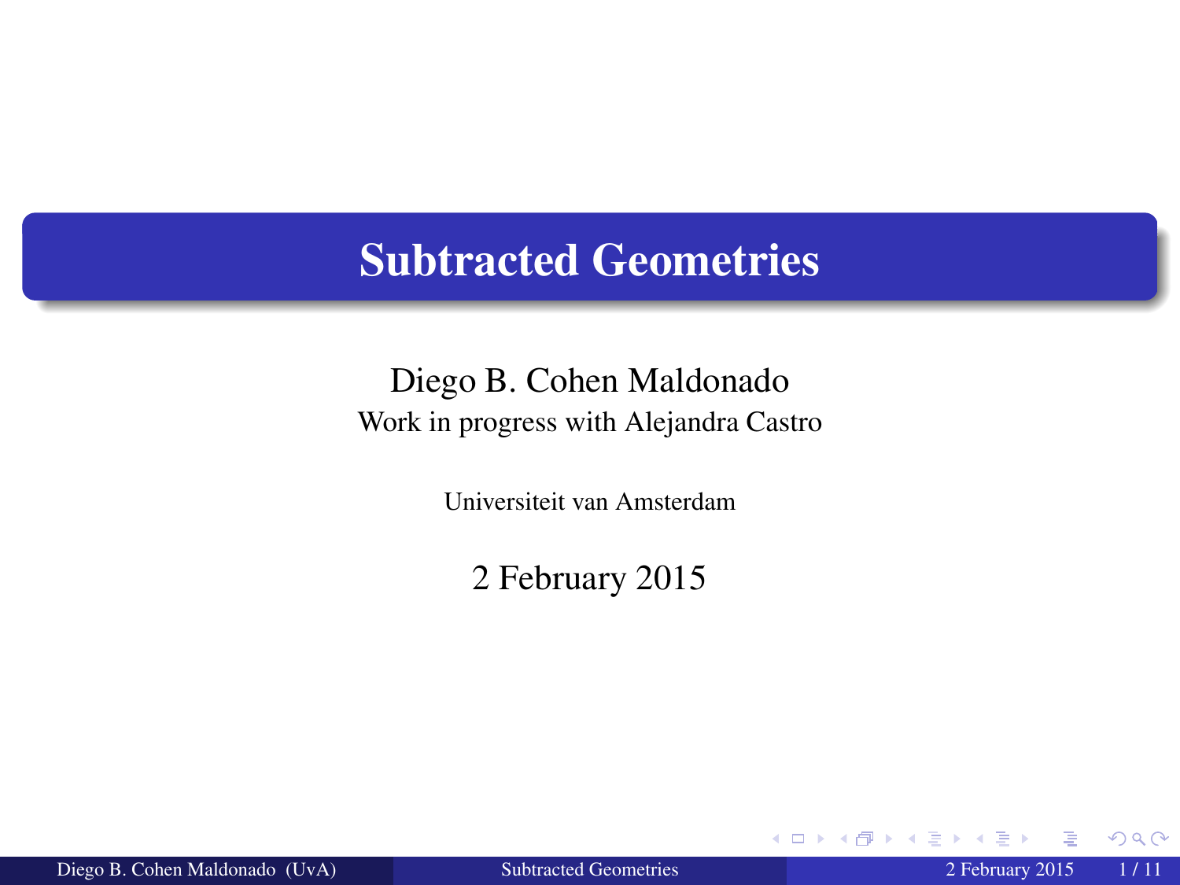# Subtracted Geometries

Diego B. Cohen Maldonado

Work in progress with Alejandra Castro

Universiteit van Amsterdam

2 February 2015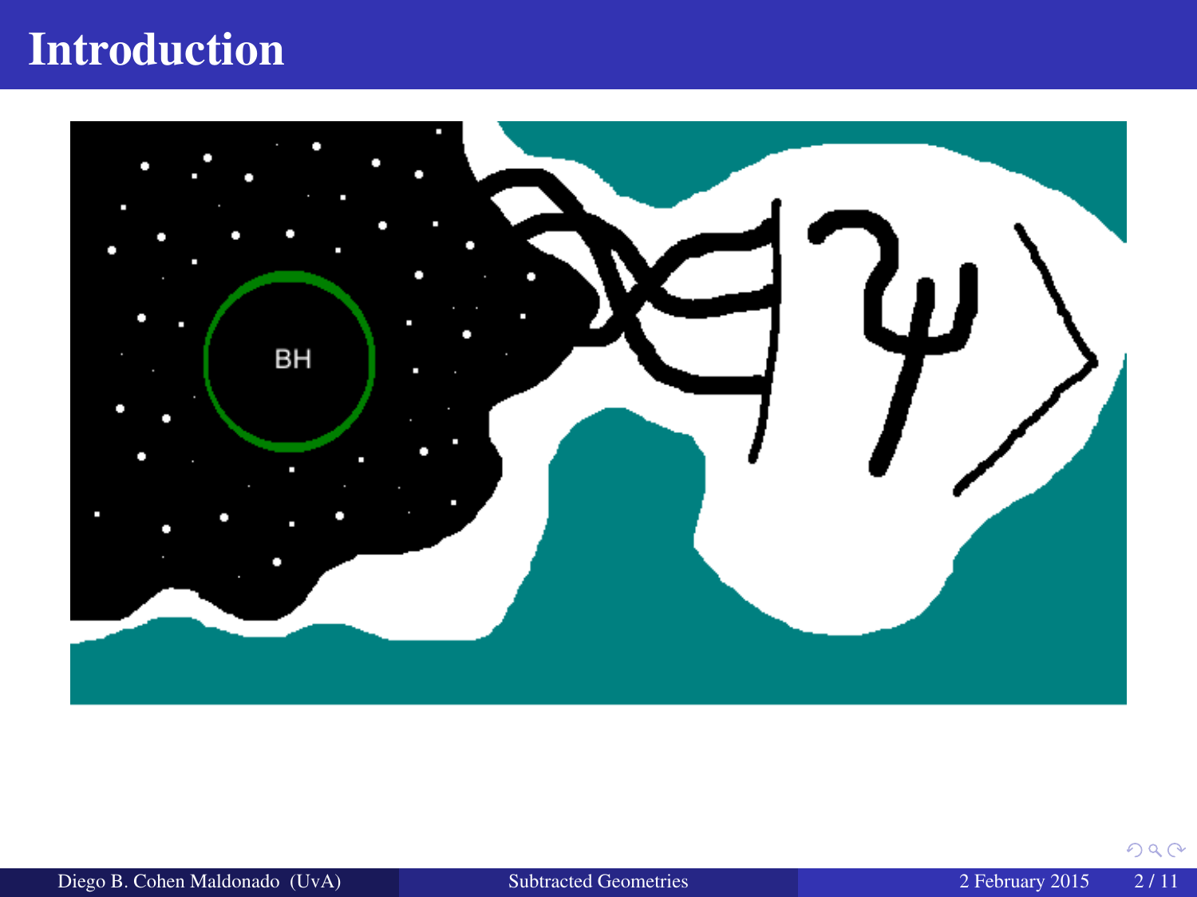# Introduction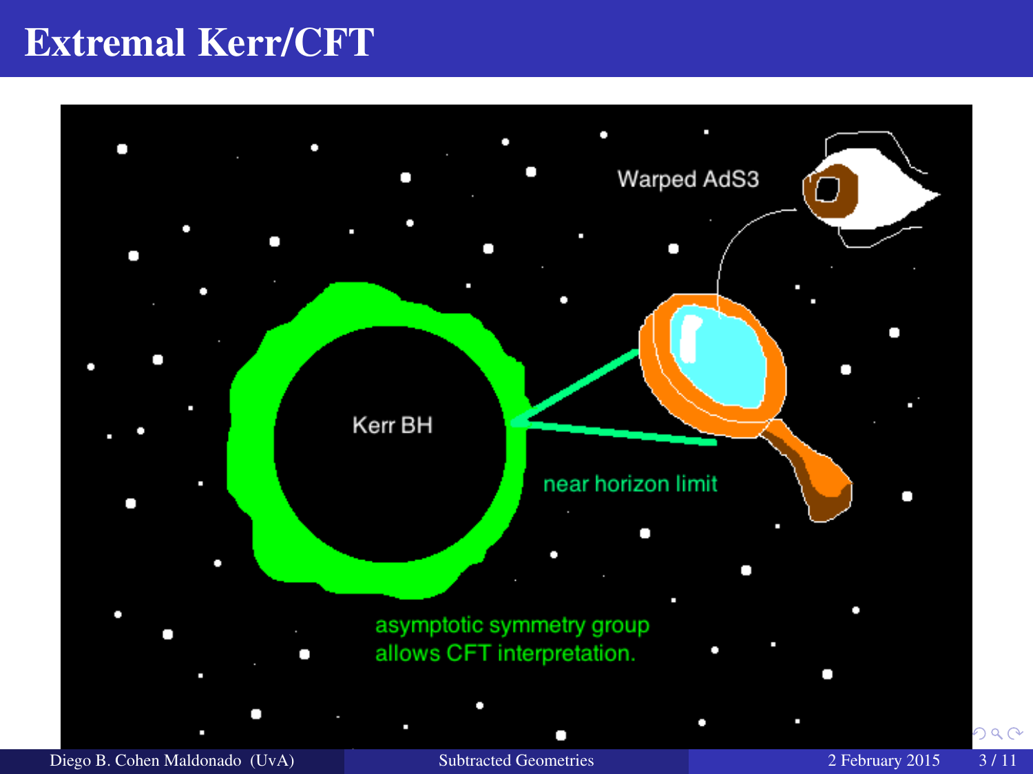# Extremal Kerr/CFT

Kerr BH

near horizon limit

Warped AdS3

asymptotic symmetry group allows CFT interpretation.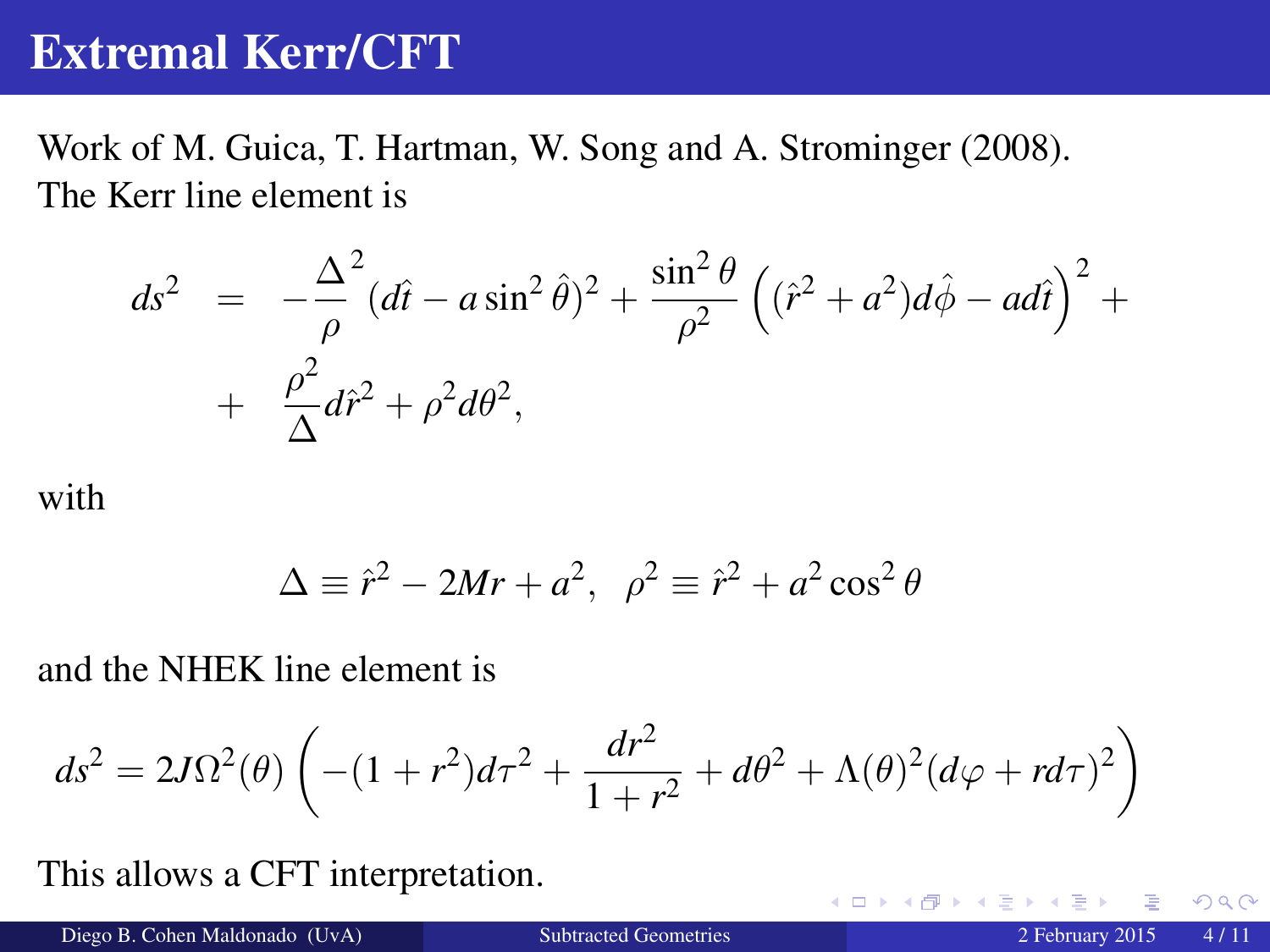# Extremal Kerr/CFT

Work of M. Guica, T. Hartman, W. Song and A. Strominger (2008).
The Kerr line element is

$$
\begin{aligned}
ds^2 &= -\frac{\Delta}{\rho}^2 (d\hat{t} - a\sin^2\hat{\theta})^2 + \frac{\sin^2\theta}{\rho^2}\left((\hat{r}^2 + a^2)d\hat{\phi} - ad\hat{t}\right)^2 + \\
&+ \frac{\rho^2}{\Delta}d\hat{r}^2 + \rho^2 d\theta^2,
\end{aligned}
$$

with

$$
\Delta \equiv \hat{r}^2 - 2Mr + a^2, \;\; \rho^2 \equiv \hat{r}^2 + a^2\cos^2\theta
$$

and the NHEK line element is

$$
ds^2 = 2J\Omega^2(\theta)\left(-(1+r^2)d\tau^2 + \frac{dr^2}{1+r^2} + d\theta^2 + \Lambda(\theta)^2(d\varphi + rd\tau)^2\right)
$$

This allows a CFT interpretation.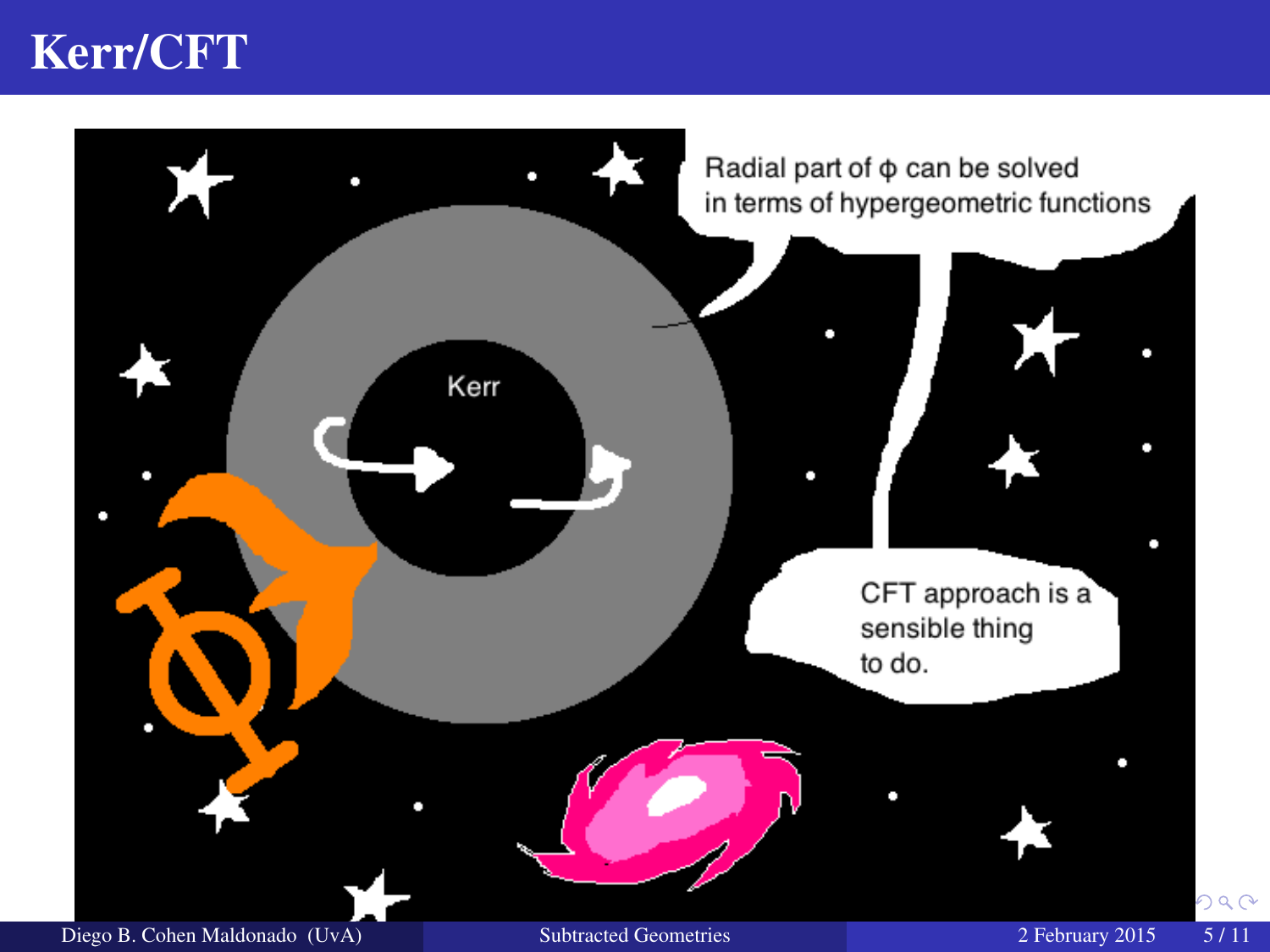# Kerr/CFT

Radial part of $\phi$ can be solved in terms of hypergeometric functions

Kerr

CFT approach is a sensible thing to do.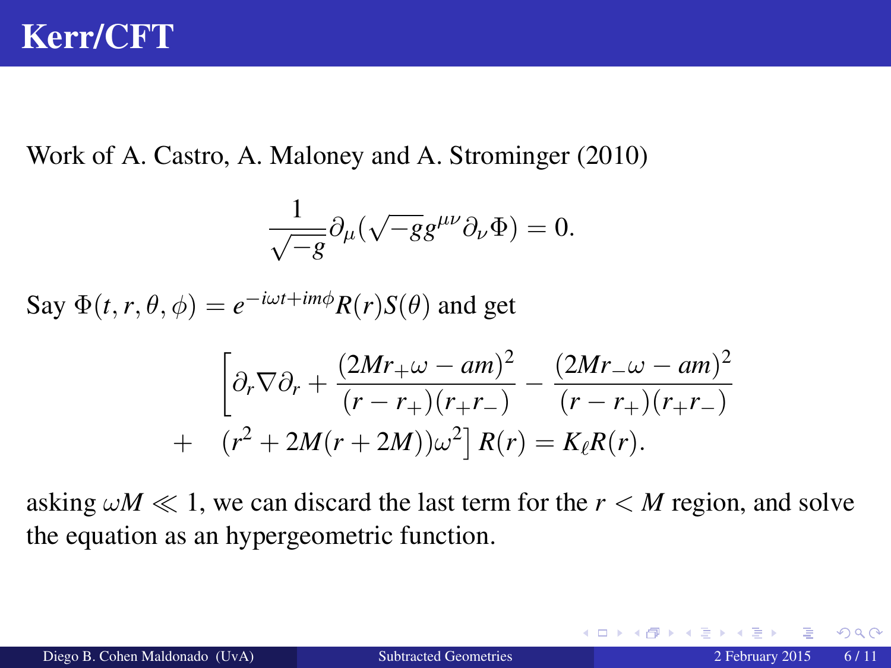# Kerr/CFT

Work of A. Castro, A. Maloney and A. Strominger (2010)

$$\frac{1}{\sqrt{-g}}\partial_\mu(\sqrt{-g}g^{\mu\nu}\partial_\nu\Phi) = 0.$$

Say $\Phi(t, r, \theta, \phi) = e^{-i\omega t + im\phi}R(r)S(\theta)$ and get

$$\begin{aligned}
&\left[\partial_r \nabla \partial_r + \frac{(2Mr_+\omega - am)^2}{(r - r_+)(r_+ r_-)} - \frac{(2Mr_-\omega - am)^2}{(r - r_+)(r_+ r_-)}\right. \\
+ \quad &\left.(r^2 + 2M(r + 2M))\omega^2\right] R(r) = K_\ell R(r).
\end{aligned}$$

asking $\omega M \ll 1$, we can discard the last term for the $r < M$ region, and solve the equation as an hypergeometric function.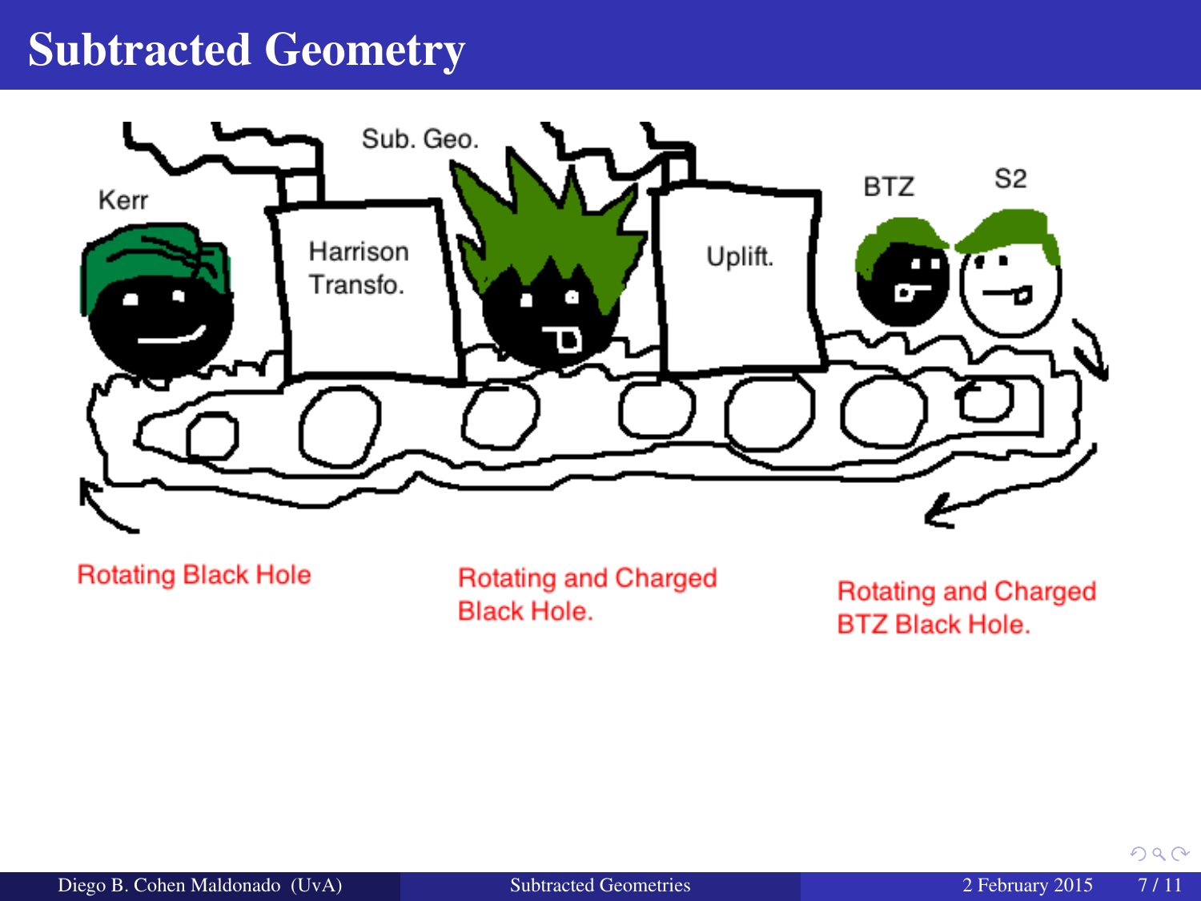# Subtracted Geometry

Kerr

Harrison Transfo.

Sub. Geo.

Uplift.

BTZ

S2

Rotating Black Hole

Rotating and Charged Black Hole.

Rotating and Charged BTZ Black Hole.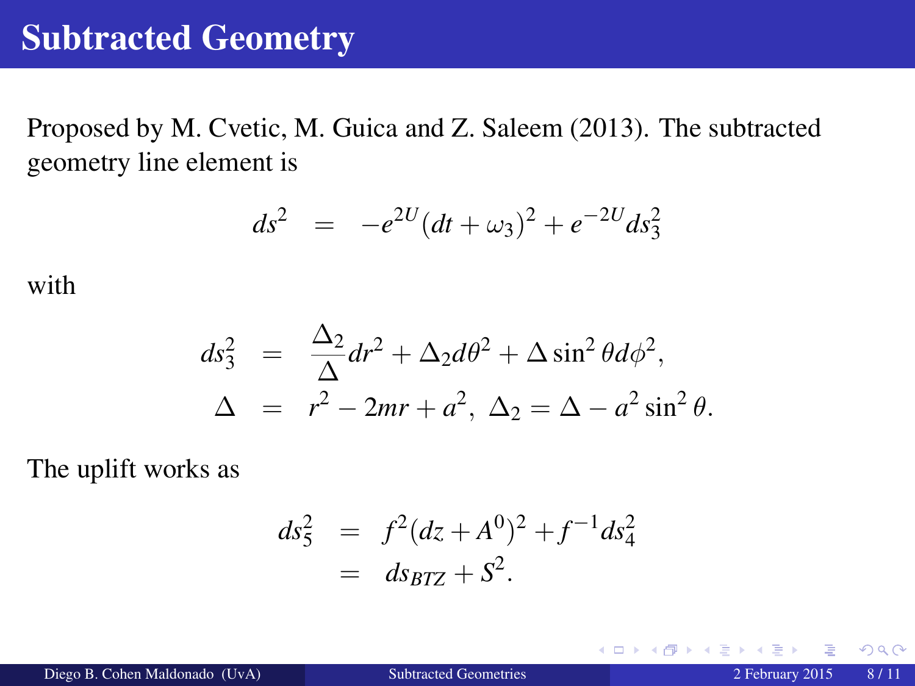# Subtracted Geometry

Proposed by M. Cvetic, M. Guica and Z. Saleem (2013). The subtracted geometry line element is

$$ds^2 = -e^{2U}(dt+\omega_3)^2 + e^{-2U} ds_3^2$$

with

$$\begin{aligned} ds_3^2 &= \frac{\Delta_2}{\Delta} dr^2 + \Delta_2 d\theta^2 + \Delta \sin^2\theta d\phi^2, \\ \Delta &= r^2 - 2mr + a^2, \ \Delta_2 = \Delta - a^2 \sin^2\theta. \end{aligned}$$

The uplift works as

$$\begin{aligned} ds_5^2 &= f^2(dz + A^0)^2 + f^{-1} ds_4^2 \\ &= ds_{BTZ} + S^2. \end{aligned}$$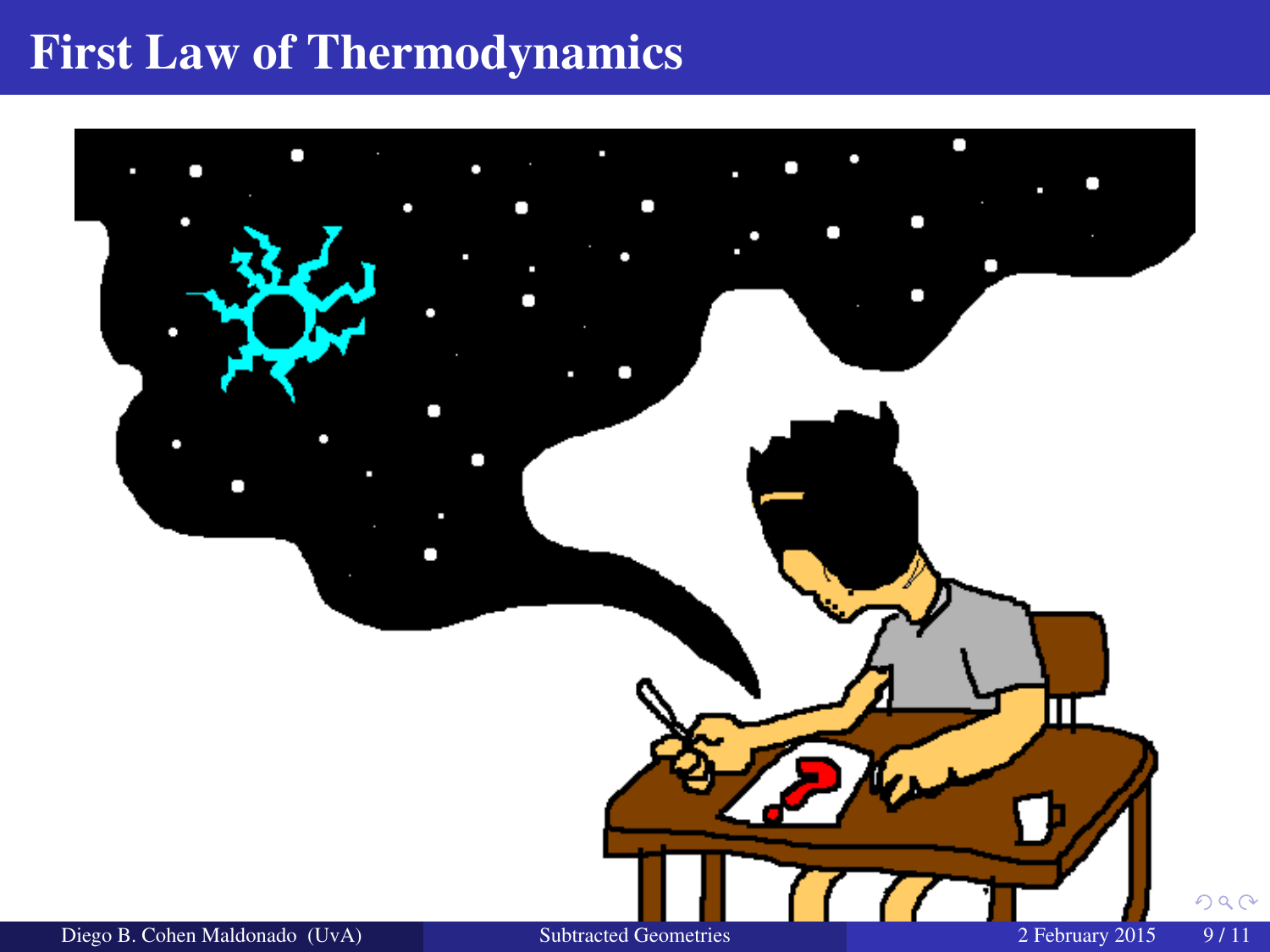# First Law of Thermodynamics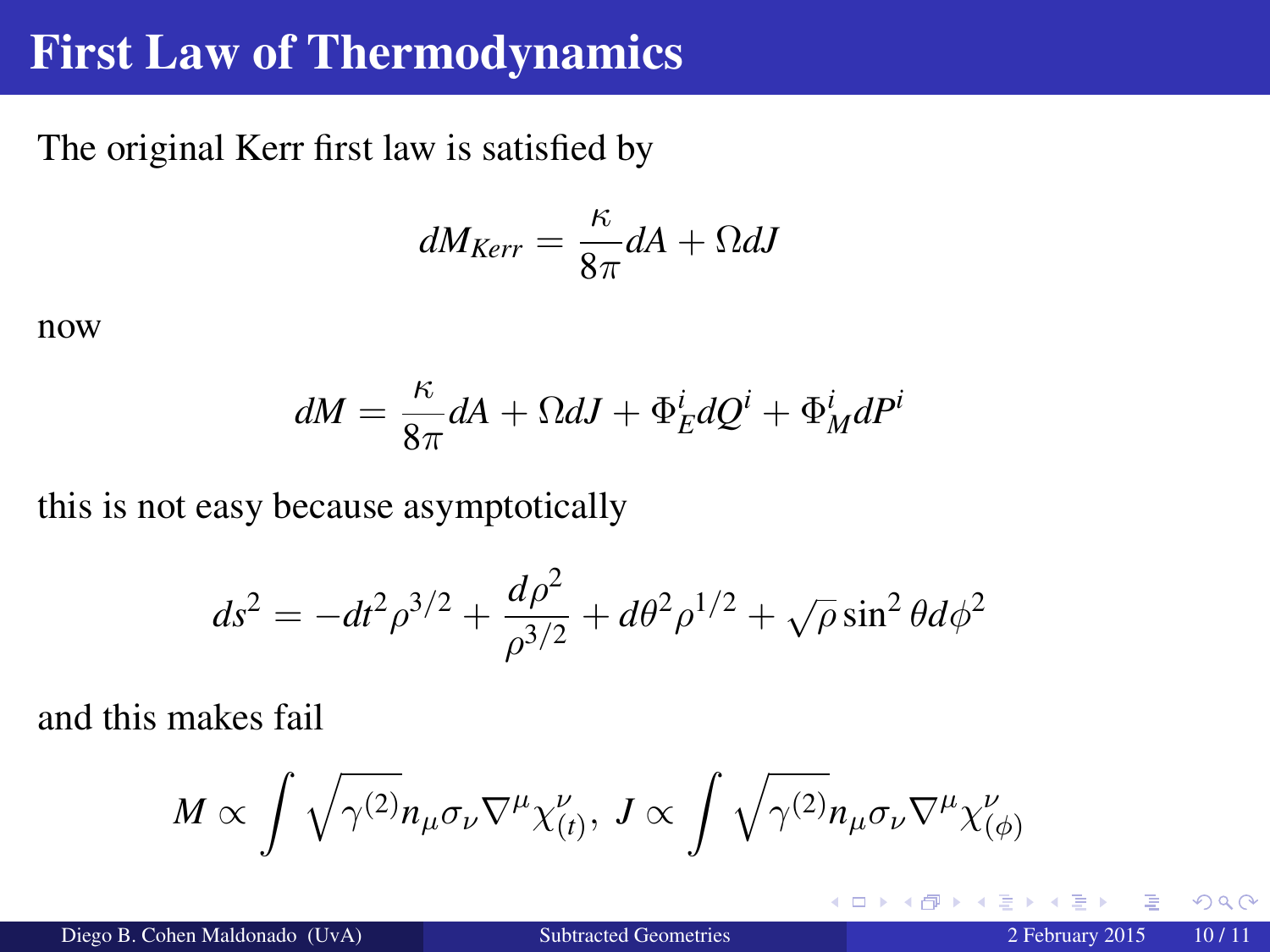# First Law of Thermodynamics

The original Kerr first law is satisfied by

$$dM_{Kerr} = \frac{\kappa}{8\pi} dA + \Omega dJ$$

now

$$dM = \frac{\kappa}{8\pi} dA + \Omega dJ + \Phi^i_E dQ^i + \Phi^i_M dP^i$$

this is not easy because asymptotically

$$ds^2 = -dt^2 \rho^{3/2} + \frac{d\rho^2}{\rho^{3/2}} + d\theta^2 \rho^{1/2} + \sqrt{\rho} \sin^2\theta d\phi^2$$

and this makes fail

$$M \propto \int \sqrt{\gamma^{(2)}} n_\mu \sigma_\nu \nabla^\mu \chi^\nu_{(t)}, \; J \propto \int \sqrt{\gamma^{(2)}} n_\mu \sigma_\nu \nabla^\mu \chi^\nu_{(\phi)}$$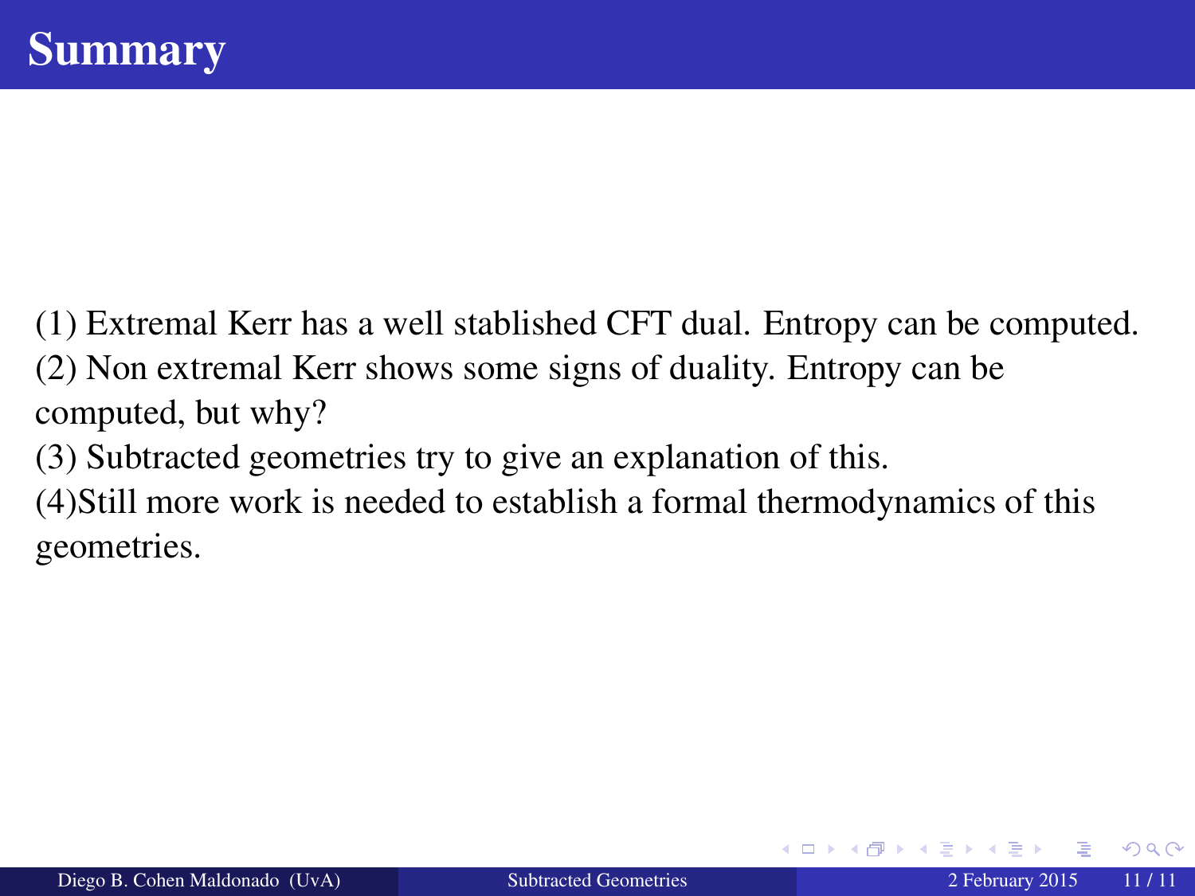# Summary

(1) Extremal Kerr has a well stablished CFT dual. Entropy can be computed.
(2) Non extremal Kerr shows some signs of duality. Entropy can be computed, but why?
(3) Subtracted geometries try to give an explanation of this.
(4)Still more work is needed to establish a formal thermodynamics of this geometries.